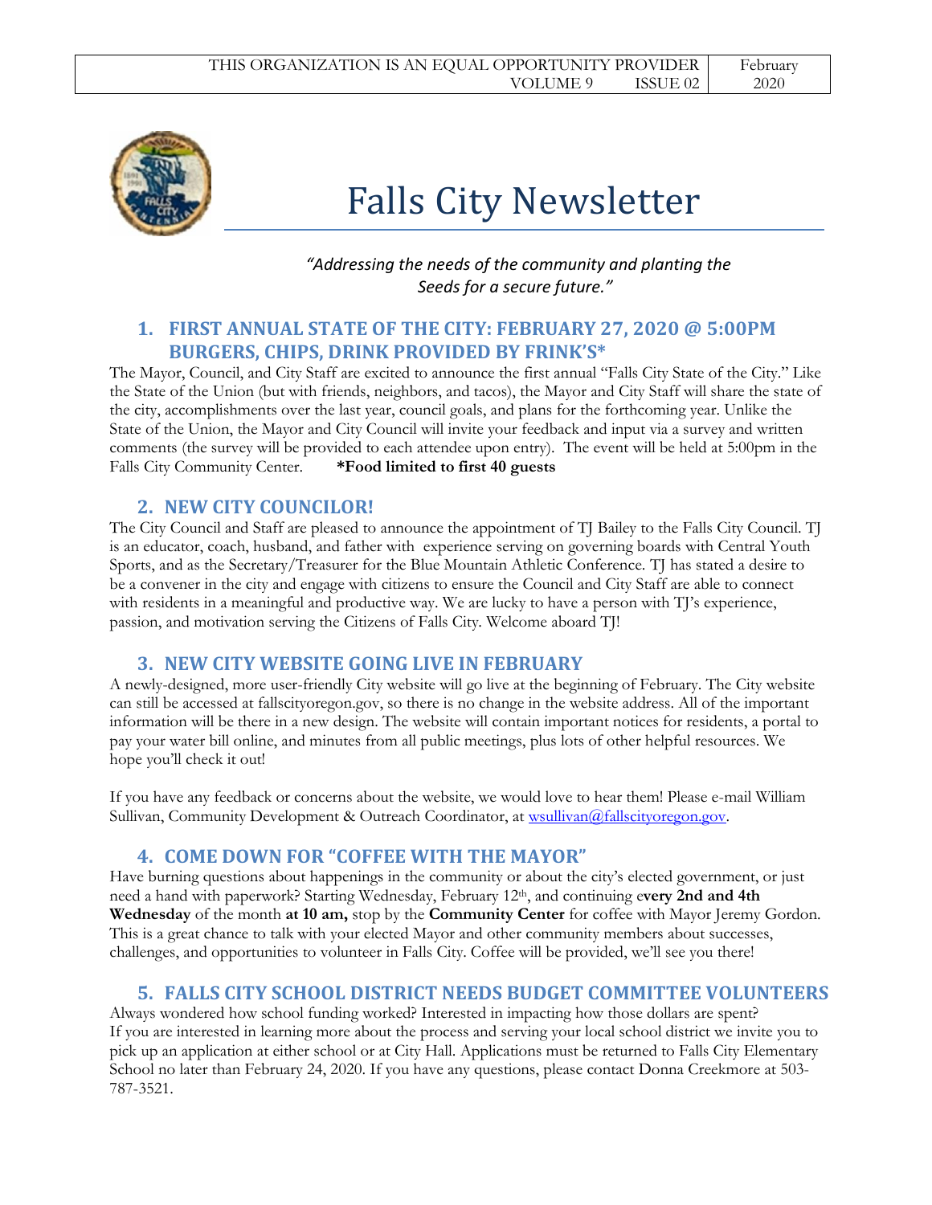THIS ORGANIZATION IS AN EQUAL OPPORTUNITY PROVIDER

VOLUME 9 ISSUE 02 | February 2020

# Falls City Newsletter

*"Addressing the needs of the community and planting the Seeds for a secure future."*

## 1. FIRST ANNUAL STATE OF THE CITY: FEBRUARY 27, 2020 @ 5:00PM BURGERS, CHIPS, DRINK PROVIDED BY FRINK'S*

The Mayor, Council, and City Staff are excited to announce the first annual "Falls City State of the City." Like the State of the Union (but with friends, neighbors, and tacos), the Mayor and City Staff will share the state of the city, accomplishments over the last year, council goals, and plans for the forthcoming year. Unlike the State of the Union, the Mayor and City Council will invite your feedback and input via a survey and written comments (the survey will be provided to each attendee upon entry). The event will be held at 5:00pm in the Falls City Community Center. **\*Food limited to first 40 guests**

## 2. NEW CITY COUNCILOR!

The City Council and Staff are pleased to announce the appointment of TJ Bailey to the Falls City Council. TJ is an educator, coach, husband, and father with experience serving on governing boards with Central Youth Sports, and as the Secretary/Treasurer for the Blue Mountain Athletic Conference. TJ has stated a desire to be a convener in the city and engage with citizens to ensure the Council and City Staff are able to connect with residents in a meaningful and productive way. We are lucky to have a person with TJ's experience, passion, and motivation serving the Citizens of Falls City. Welcome aboard TJ!

## 3. NEW CITY WEBSITE GOING LIVE IN FEBRUARY

A newly-designed, more user-friendly City website will go live at the beginning of February. The City website can still be accessed at fallscityoregon.gov, so there is no change in the website address. All of the important information will be there in a new design. The website will contain important notices for residents, a portal to pay your water bill online, and minutes from all public meetings, plus lots of other helpful resources. We hope you'll check it out!

If you have any feedback or concerns about the website, we would love to hear them! Please e-mail William Sullivan, Community Development & Outreach Coordinator, at wsullivan@fallscityoregon.gov.

## 4. COME DOWN FOR "COFFEE WITH THE MAYOR"

Have burning questions about happenings in the community or about the city's elected government, or just need a hand with paperwork? Starting Wednesday, February 12th, and continuing **every 2nd and 4th Wednesday** of the month **at 10 am,** stop by the **Community Center** for coffee with Mayor Jeremy Gordon. This is a great chance to talk with your elected Mayor and other community members about successes, challenges, and opportunities to volunteer in Falls City. Coffee will be provided, we'll see you there!

## 5. FALLS CITY SCHOOL DISTRICT NEEDS BUDGET COMMITTEE VOLUNTEERS

Always wondered how school funding worked? Interested in impacting how those dollars are spent? If you are interested in learning more about the process and serving your local school district we invite you to pick up an application at either school or at City Hall. Applications must be returned to Falls City Elementary School no later than February 24, 2020. If you have any questions, please contact Donna Creekmore at 503-787-3521.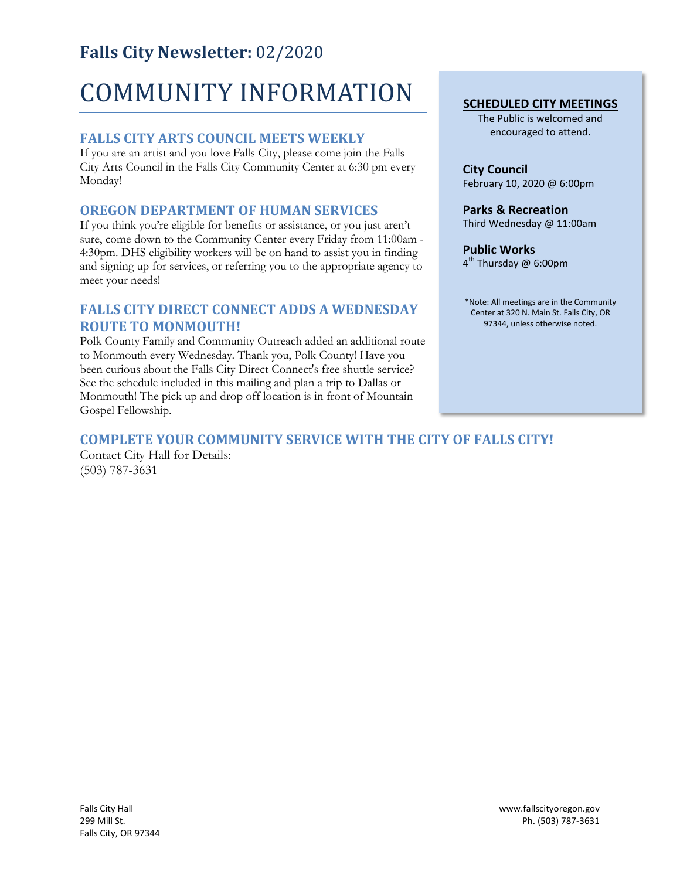**Falls City Newsletter:** 02/2020

# COMMUNITY INFORMATION

### FALLS CITY ARTS COUNCIL MEETS WEEKLY

If you are an artist and you love Falls City, please come join the Falls City Arts Council in the Falls City Community Center at 6:30 pm every Monday!

### OREGON DEPARTMENT OF HUMAN SERVICES

If you think you're eligible for benefits or assistance, or you just aren't sure, come down to the Community Center every Friday from 11:00am - 4:30pm. DHS eligibility workers will be on hand to assist you in finding and signing up for services, or referring you to the appropriate agency to meet your needs!

### FALLS CITY DIRECT CONNECT ADDS A WEDNESDAY ROUTE TO MONMOUTH!

Polk County Family and Community Outreach added an additional route to Monmouth every Wednesday. Thank you, Polk County! Have you been curious about the Falls City Direct Connect's free shuttle service? See the schedule included in this mailing and plan a trip to Dallas or Monmouth! The pick up and drop off location is in front of Mountain Gospel Fellowship.

### SCHEDULED CITY MEETINGS

The Public is welcomed and encouraged to attend.

**City Council**
February 10, 2020 @ 6:00pm

**Parks & Recreation**
Third Wednesday @ 11:00am

**Public Works**
4th Thursday @ 6:00pm

*Note: All meetings are in the Community Center at 320 N. Main St. Falls City, OR 97344, unless otherwise noted.

### COMPLETE YOUR COMMUNITY SERVICE WITH THE CITY OF FALLS CITY!

Contact City Hall for Details:
(503) 787-3631

Falls City Hall
299 Mill St.
Falls City, OR 97344

www.fallscityoregon.gov
Ph. (503) 787-3631